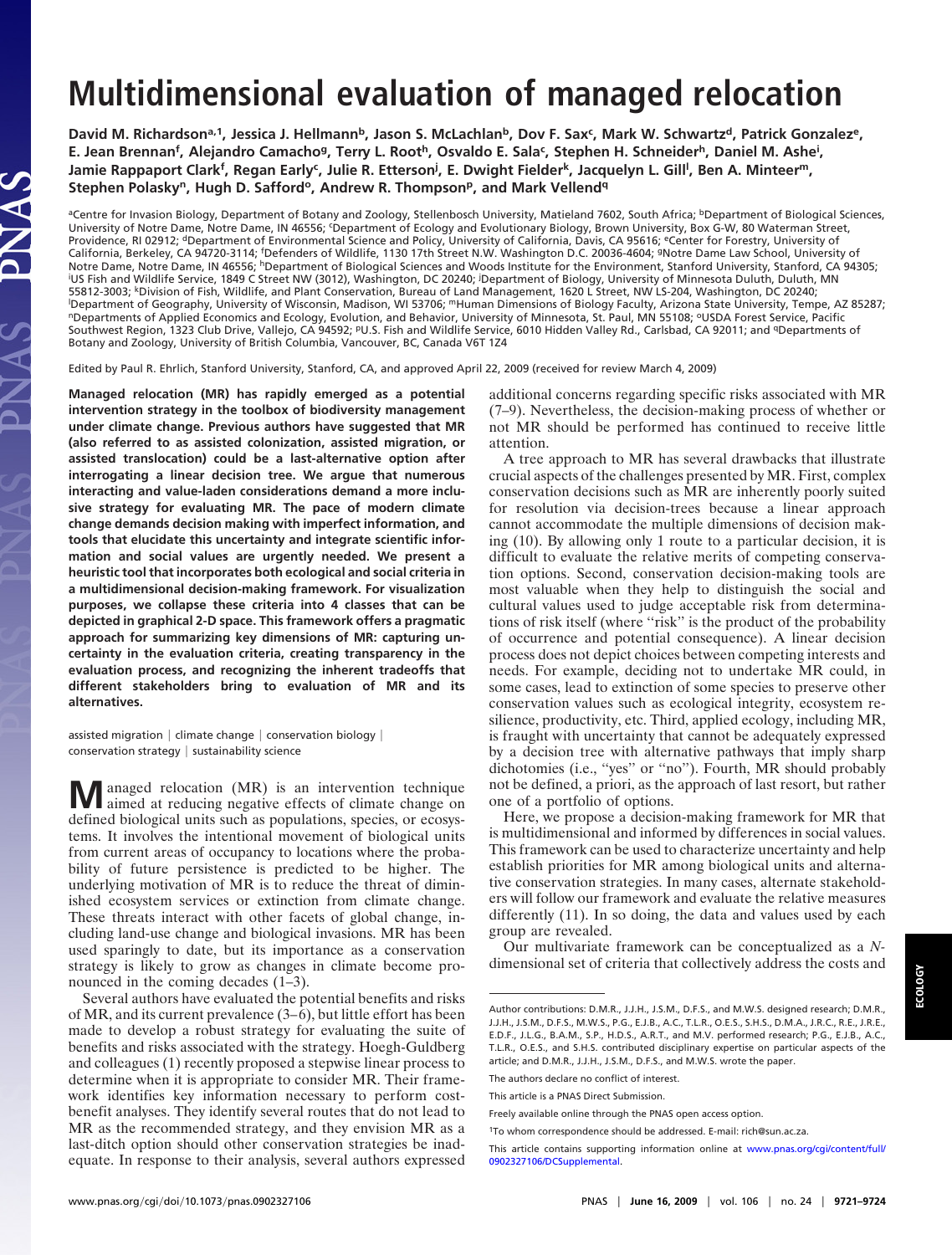# Multidimensional evaluation of managed relocation

David M. Richardson[a,1], Jessica J. Hellmann[b], Jason S. McLachlan[b], Dov F. Sax[c], Mark W. Schwartz[d], Patrick Gonzalez[e], E. Jean Brennan[f], Alejandro Camacho[g], Terry L. Root[h], Osvaldo E. Sala[c], Stephen H. Schneider[h], Daniel M. Ashe[i], Jamie Rappaport Clark[f], Regan Early[c], Julie R. Etterson[j], E. Dwight Fielder[k], Jacquelyn L. Gill[l], Ben A. Minteer[m], Stephen Polasky[n], Hugh D. Safford[o], Andrew R. Thompson[p], and Mark Vellend[q]

[a]Centre for Invasion Biology, Department of Botany and Zoology, Stellenbosch University, Matieland 7602, South Africa; [b]Department of Biological Sciences, University of Notre Dame, Notre Dame, IN 46556; [c]Department of Ecology and Evolutionary Biology, Brown University, Box G-W, 80 Waterman Street, Providence, RI 02912; [d]Department of Environmental Science and Policy, University of California, Davis, CA 95616; [e]Center for Forestry, University of California, Berkeley, CA 94720-3114; [f]Defenders of Wildlife, 1130 17th Street N.W. Washington D.C. 20036-4604; [g]Notre Dame Law School, University of Notre Dame, Notre Dame, IN 46556; [h]Department of Biological Sciences and Woods Institute for the Environment, Stanford University, Stanford, CA 94305; [i]US Fish and Wildlife Service, 1849 C Street NW (3012), Washington, DC 20240; [j]Department of Biology, University of Minnesota Duluth, Duluth, MN 55812-3003; [k]Division of Fish, Wildlife, and Plant Conservation, Bureau of Land Management, 1620 L Street, NW LS-204, Washington, DC 20240; [l]Department of Geography, University of Wisconsin, Madison, WI 53706; [m]Human Dimensions of Biology Faculty, Arizona State University, Tempe, AZ 85287; [n]Departments of Applied Economics and Ecology, Evolution, and Behavior, University of Minnesota, St. Paul, MN 55108; [o]USDA Forest Service, Pacific Southwest Region, 1323 Club Drive, Vallejo, CA 94592; [p]U.S. Fish and Wildlife Service, 6010 Hidden Valley Rd., Carlsbad, CA 92011; and [q]Departments of Botany and Zoology, University of British Columbia, Vancouver, BC, Canada V6T 1Z4

Edited by Paul R. Ehrlich, Stanford University, Stanford, CA, and approved April 22, 2009 (received for review March 4, 2009)

**Managed relocation (MR) has rapidly emerged as a potential intervention strategy in the toolbox of biodiversity management under climate change. Previous authors have suggested that MR (also referred to as assisted colonization, assisted migration, or assisted translocation) could be a last-alternative option after interrogating a linear decision tree. We argue that numerous interacting and value-laden considerations demand a more inclusive strategy for evaluating MR. The pace of modern climate change demands decision making with imperfect information, and tools that elucidate this uncertainty and integrate scientific information and social values are urgently needed. We present a heuristic tool that incorporates both ecological and social criteria in a multidimensional decision-making framework. For visualization purposes, we collapse these criteria into 4 classes that can be depicted in graphical 2-D space. This framework offers a pragmatic approach for summarizing key dimensions of MR: capturing uncertainty in the evaluation criteria, creating transparency in the evaluation process, and recognizing the inherent tradeoffs that different stakeholders bring to evaluation of MR and its alternatives.**

assisted migration | climate change | conservation biology | conservation strategy | sustainability science

Managed relocation (MR) is an intervention technique aimed at reducing negative effects of climate change on defined biological units such as populations, species, or ecosystems. It involves the intentional movement of biological units from current areas of occupancy to locations where the probability of future persistence is predicted to be higher. The underlying motivation of MR is to reduce the threat of diminished ecosystem services or extinction from climate change. These threats interact with other facets of global change, including land-use change and biological invasions. MR has been used sparingly to date, but its importance as a conservation strategy is likely to grow as changes in climate become pronounced in the coming decades (1–3).

Several authors have evaluated the potential benefits and risks of MR, and its current prevalence (3–6), but little effort has been made to develop a robust strategy for evaluating the suite of benefits and risks associated with the strategy. Hoegh-Guldberg and colleagues (1) recently proposed a stepwise linear process to determine when it is appropriate to consider MR. Their framework identifies key information necessary to perform cost-benefit analyses. They identify several routes that do not lead to MR as the recommended strategy, and they envision MR as a last-ditch option should other conservation strategies be inadequate. In response to their analysis, several authors expressed additional concerns regarding specific risks associated with MR (7–9). Nevertheless, the decision-making process of whether or not MR should be performed has continued to receive little attention.

A tree approach to MR has several drawbacks that illustrate crucial aspects of the challenges presented by MR. First, complex conservation decisions such as MR are inherently poorly suited for resolution via decision-trees because a linear approach cannot accommodate the multiple dimensions of decision making (10). By allowing only 1 route to a particular decision, it is difficult to evaluate the relative merits of competing conservation options. Second, conservation decision-making tools are most valuable when they help to distinguish the social and cultural values used to judge acceptable risk from determinations of risk itself (where "risk" is the product of the probability of occurrence and potential consequence). A linear decision process does not depict choices between competing interests and needs. For example, deciding not to undertake MR could, in some cases, lead to extinction of some species to preserve other conservation values such as ecological integrity, ecosystem resilience, productivity, etc. Third, applied ecology, including MR, is fraught with uncertainty that cannot be adequately expressed by a decision tree with alternative pathways that imply sharp dichotomies (i.e., "yes" or "no"). Fourth, MR should probably not be defined, a priori, as the approach of last resort, but rather one of a portfolio of options.

Here, we propose a decision-making framework for MR that is multidimensional and informed by differences in social values. This framework can be used to characterize uncertainty and help establish priorities for MR among biological units and alternative conservation strategies. In many cases, alternate stakeholders will follow our framework and evaluate the relative measures differently (11). In so doing, the data and values used by each group are revealed.

Our multivariate framework can be conceptualized as a $N$-dimensional set of criteria that collectively address the costs and

Author contributions: D.M.R., J.J.H., J.S.M., D.F.S., and M.W.S. designed research; D.M.R., J.J.H., J.S.M., D.F.S., M.W.S., P.G., E.J.B., A.C., T.L.R., O.E.S., S.H.S., D.M.A., J.R.C., R.E., J.R.E., E.D.F., J.L.G., B.A.M., S.P., H.D.S., A.R.T., and M.V. performed research; P.G., E.J.B., A.C., T.L.R., O.E.S., and S.H.S. contributed disciplinary expertise on particular aspects of the article; and D.M.R., J.J.H., J.S.M., D.F.S., and M.W.S. wrote the paper.

The authors declare no conflict of interest.

This article is a PNAS Direct Submission.

Freely available online through the PNAS open access option.

[1]To whom correspondence should be addressed. E-mail: rich@sun.ac.za.

This article contains supporting information online at www.pnas.org/cgi/content/full/0902327106/DCSupplemental.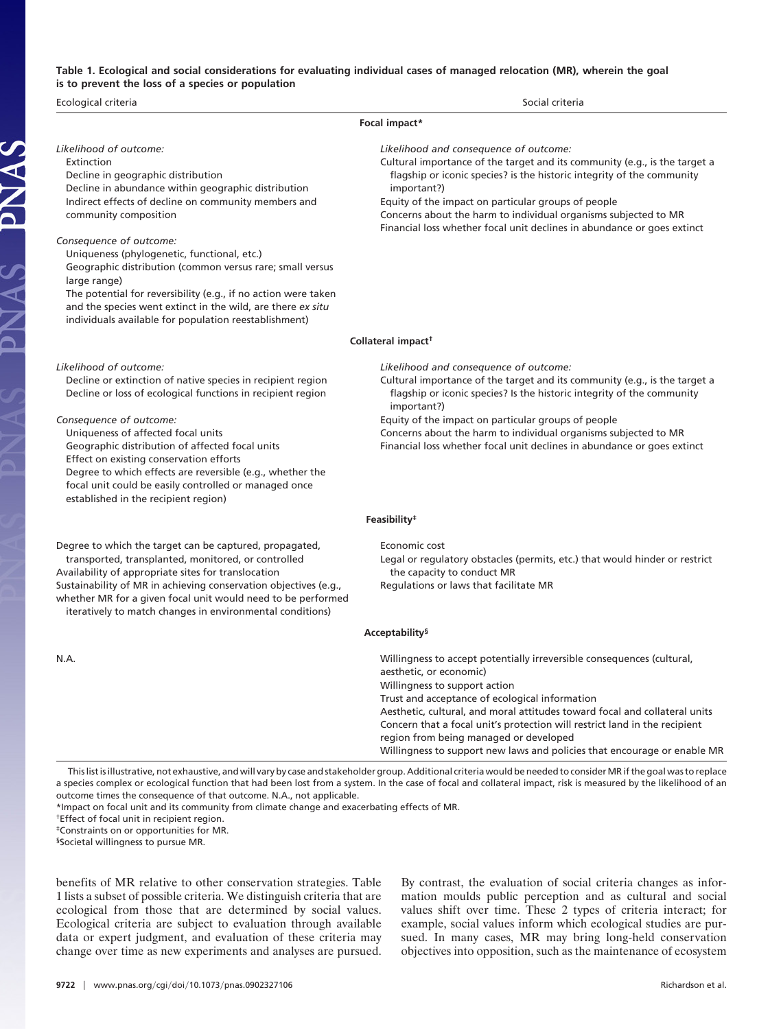**Table 1. Ecological and social considerations for evaluating individual cases of managed relocation (MR), wherein the goal is to prevent the loss of a species or population**

| Ecological criteria | Social criteria |
|---|---|
| **Focal impact*** | |
| *Likelihood of outcome:*<br>Extinction<br>Decline in geographic distribution<br>Decline in abundance within geographic distribution<br>Indirect effects of decline on community members and community composition<br><br>*Consequence of outcome:*<br>Uniqueness (phylogenetic, functional, etc.)<br>Geographic distribution (common versus rare; small versus large range)<br>The potential for reversibility (e.g., if no action were taken and the species went extinct in the wild, are there *ex situ* individuals available for population reestablishment) | *Likelihood and consequence of outcome:*<br>Cultural importance of the target and its community (e.g., is the target a flagship or iconic species? is the historic integrity of the community important?)<br>Equity of the impact on particular groups of people<br>Concerns about the harm to individual organisms subjected to MR<br>Financial loss whether focal unit declines in abundance or goes extinct |
| **Collateral impact†** | |
| *Likelihood of outcome:*<br>Decline or extinction of native species in recipient region<br>Decline or loss of ecological functions in recipient region<br><br>*Consequence of outcome:*<br>Uniqueness of affected focal units<br>Geographic distribution of affected focal units<br>Effect on existing conservation efforts<br>Degree to which effects are reversible (e.g., whether the focal unit could be easily controlled or managed once established in the recipient region) | *Likelihood and consequence of outcome:*<br>Cultural importance of the target and its community (e.g., is the target a flagship or iconic species? Is the historic integrity of the community important?)<br>Equity of the impact on particular groups of people<br>Concerns about the harm to individual organisms subjected to MR<br>Financial loss whether focal unit declines in abundance or goes extinct |
| **Feasibility‡** | |
| Degree to which the target can be captured, propagated, transported, transplanted, monitored, or controlled<br>Availability of appropriate sites for translocation<br>Sustainability of MR in achieving conservation objectives (e.g., whether MR for a given focal unit would need to be performed iteratively to match changes in environmental conditions) | Economic cost<br>Legal or regulatory obstacles (permits, etc.) that would hinder or restrict the capacity to conduct MR<br>Regulations or laws that facilitate MR |
| **Acceptability§** | |
| N.A. | Willingness to accept potentially irreversible consequences (cultural, aesthetic, or economic)<br>Willingness to support action<br>Trust and acceptance of ecological information<br>Aesthetic, cultural, and moral attitudes toward focal and collateral units<br>Concern that a focal unit's protection will restrict land in the recipient region from being managed or developed<br>Willingness to support new laws and policies that encourage or enable MR |

This list is illustrative, not exhaustive, and will vary by case and stakeholder group. Additional criteria would be needed to consider MR if the goal was to replace a species complex or ecological function that had been lost from a system. In the case of focal and collateral impact, risk is measured by the likelihood of an outcome times the consequence of that outcome. N.A., not applicable.

*Impact on focal unit and its community from climate change and exacerbating effects of MR.

†Effect of focal unit in recipient region.

‡Constraints on or opportunities for MR.

§Societal willingness to pursue MR.

benefits of MR relative to other conservation strategies. Table 1 lists a subset of possible criteria. We distinguish criteria that are ecological from those that are determined by social values. Ecological criteria are subject to evaluation through available data or expert judgment, and evaluation of these criteria may change over time as new experiments and analyses are pursued. By contrast, the evaluation of social criteria changes as information moulds public perception and as cultural and social values shift over time. These 2 types of criteria interact; for example, social values inform which ecological studies are pursued. In many cases, MR may bring long-held conservation objectives into opposition, such as the maintenance of ecosystem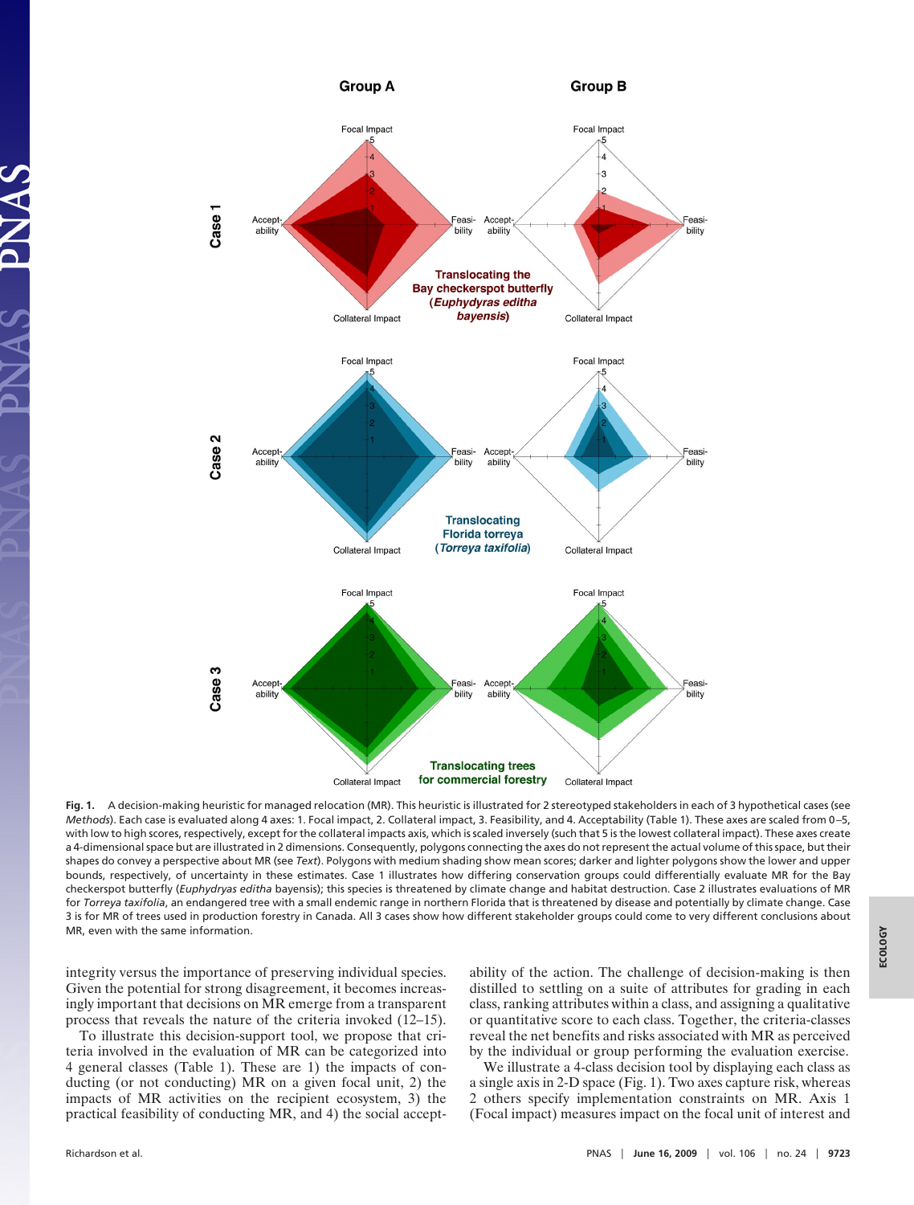**Fig. 1.** A decision-making heuristic for managed relocation (MR). This heuristic is illustrated for 2 stereotyped stakeholders in each of 3 hypothetical cases (see *Methods*). Each case is evaluated along 4 axes: 1. Focal impact, 2. Collateral impact, 3. Feasibility, and 4. Acceptability (Table 1). These axes are scaled from 0–5, with low to high scores, respectively, except for the collateral impacts axis, which is scaled inversely (such that 5 is the lowest collateral impact). These axes create a 4-dimensional space but are illustrated in 2 dimensions. Consequently, polygons connecting the axes do not represent the actual volume of this space, but their shapes do convey a perspective about MR (see *Text*). Polygons with medium shading show mean scores; darker and lighter polygons show the lower and upper bounds, respectively, of uncertainty in these estimates. Case 1 illustrates how differing conservation groups could differentially evaluate MR for the Bay checkerspot butterfly (*Euphydryas editha* bayensis); this species is threatened by climate change and habitat destruction. Case 2 illustrates evaluations of MR for *Torreya taxifolia*, an endangered tree with a small endemic range in northern Florida that is threatened by disease and potentially by climate change. Case 3 is for MR of trees used in production forestry in Canada. All 3 cases show how different stakeholder groups could come to very different conclusions about MR, even with the same information.

integrity versus the importance of preserving individual species. Given the potential for strong disagreement, it becomes increasingly important that decisions on MR emerge from a transparent process that reveals the nature of the criteria invoked (12–15).

To illustrate this decision-support tool, we propose that criteria involved in the evaluation of MR can be categorized into 4 general classes (Table 1). These are 1) the impacts of conducting (or not conducting) MR on a given focal unit, 2) the impacts of MR activities on the recipient ecosystem, 3) the practical feasibility of conducting MR, and 4) the social acceptability of the action. The challenge of decision-making is then distilled to settling on a suite of attributes for grading in each class, ranking attributes within a class, and assigning a qualitative or quantitative score to each class. Together, the criteria-classes reveal the net benefits and risks associated with MR as perceived by the individual or group performing the evaluation exercise.

We illustrate a 4-class decision tool by displaying each class as a single axis in 2-D space (Fig. 1). Two axes capture risk, whereas 2 others specify implementation constraints on MR. Axis 1 (Focal impact) measures impact on the focal unit of interest and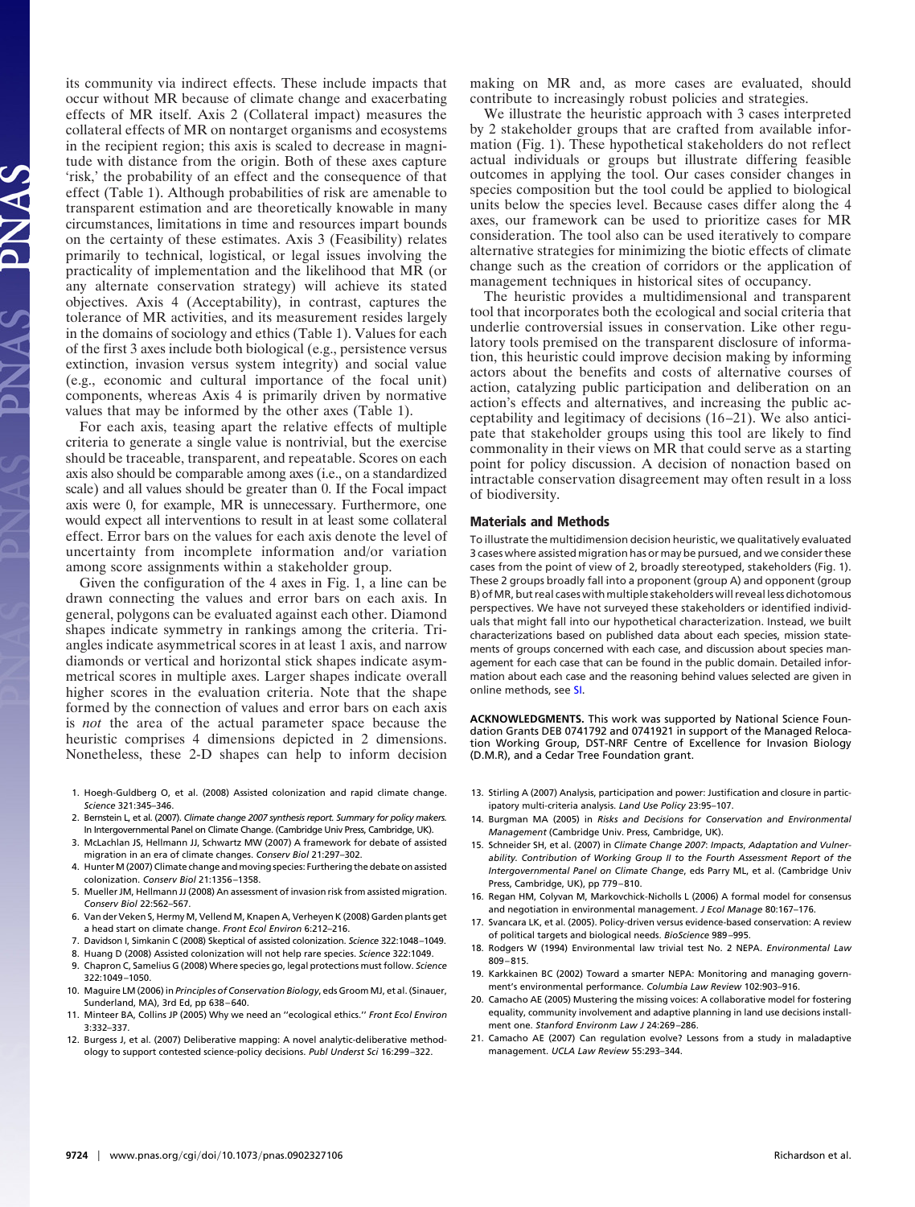its community via indirect effects. These include impacts that occur without MR because of climate change and exacerbating effects of MR itself. Axis 2 (Collateral impact) measures the collateral effects of MR on nontarget organisms and ecosystems in the recipient region; this axis is scaled to decrease in magnitude with distance from the origin. Both of these axes capture 'risk,' the probability of an effect and the consequence of that effect (Table 1). Although probabilities of risk are amenable to transparent estimation and are theoretically knowable in many circumstances, limitations in time and resources impart bounds on the certainty of these estimates. Axis 3 (Feasibility) relates primarily to technical, logistical, or legal issues involving the practicality of implementation and the likelihood that MR (or any alternate conservation strategy) will achieve its stated objectives. Axis 4 (Acceptability), in contrast, captures the tolerance of MR activities, and its measurement resides largely in the domains of sociology and ethics (Table 1). Values for each of the first 3 axes include both biological (e.g., persistence versus extinction, invasion versus system integrity) and social value (e.g., economic and cultural importance of the focal unit) components, whereas Axis 4 is primarily driven by normative values that may be informed by the other axes (Table 1).

For each axis, teasing apart the relative effects of multiple criteria to generate a single value is nontrivial, but the exercise should be traceable, transparent, and repeatable. Scores on each axis also should be comparable among axes (i.e., on a standardized scale) and all values should be greater than 0. If the Focal impact axis were 0, for example, MR is unnecessary. Furthermore, one would expect all interventions to result in at least some collateral effect. Error bars on the values for each axis denote the level of uncertainty from incomplete information and/or variation among score assignments within a stakeholder group.

Given the configuration of the 4 axes in Fig. 1, a line can be drawn connecting the values and error bars on each axis. In general, polygons can be evaluated against each other. Diamond shapes indicate symmetry in rankings among the criteria. Triangles indicate asymmetrical scores in at least 1 axis, and narrow diamonds or vertical and horizontal stick shapes indicate asymmetrical scores in multiple axes. Larger shapes indicate overall higher scores in the evaluation criteria. Note that the shape formed by the connection of values and error bars on each axis is *not* the area of the actual parameter space because the heuristic comprises 4 dimensions depicted in 2 dimensions. Nonetheless, these 2-D shapes can help to inform decision making on MR and, as more cases are evaluated, should contribute to increasingly robust policies and strategies.

We illustrate the heuristic approach with 3 cases interpreted by 2 stakeholder groups that are crafted from available information (Fig. 1). These hypothetical stakeholders do not reflect actual individuals or groups but illustrate differing feasible outcomes in applying the tool. Our cases consider changes in species composition but the tool could be applied to biological units below the species level. Because cases differ along the 4 axes, our framework can be used to prioritize cases for MR consideration. The tool also can be used iteratively to compare alternative strategies for minimizing the biotic effects of climate change such as the creation of corridors or the application of management techniques in historical sites of occupancy.

The heuristic provides a multidimensional and transparent tool that incorporates both the ecological and social criteria that underlie controversial issues in conservation. Like other regulatory tools premised on the transparent disclosure of information, this heuristic could improve decision making by informing actors about the benefits and costs of alternative courses of action, catalyzing public participation and deliberation on an action's effects and alternatives, and increasing the public acceptability and legitimacy of decisions (16–21). We also anticipate that stakeholder groups using this tool are likely to find commonality in their views on MR that could serve as a starting point for policy discussion. A decision of nonaction based on intractable conservation disagreement may often result in a loss of biodiversity.

## Materials and Methods

To illustrate the multidimension decision heuristic, we qualitatively evaluated 3 cases where assisted migration has or may be pursued, and we consider these cases from the point of view of 2, broadly stereotyped, stakeholders (Fig. 1). These 2 groups broadly fall into a proponent (group A) and opponent (group B) of MR, but real cases with multiple stakeholders will reveal less dichotomous perspectives. We have not surveyed these stakeholders or identified individuals that might fall into our hypothetical characterization. Instead, we built characterizations based on published data about each species, mission statements of groups concerned with each case, and discussion about species management for each case that can be found in the public domain. Detailed information about each case and the reasoning behind values selected are given in online methods, see SI.

**ACKNOWLEDGMENTS.** This work was supported by National Science Foundation Grants DEB 0741792 and 0741921 in support of the Managed Relocation Working Group, DST-NRF Centre of Excellence for Invasion Biology (D.M.R), and a Cedar Tree Foundation grant.

1. Hoegh-Guldberg O, et al. (2008) Assisted colonization and rapid climate change. *Science* 321:345–346.
2. Bernstein L, et al. (2007). *Climate change 2007 synthesis report. Summary for policy makers.* In Intergovernmental Panel on Climate Change. (Cambridge Univ Press, Cambridge, UK).
3. McLachlan JS, Hellmann JJ, Schwartz MW (2007) A framework for debate of assisted migration in an era of climate changes. *Conserv Biol* 21:297–302.
4. Hunter M (2007) Climate change and moving species: Furthering the debate on assisted colonization. *Conserv Biol* 21:1356–1358.
5. Mueller JM, Hellmann JJ (2008) An assessment of invasion risk from assisted migration. *Conserv Biol* 22:562–567.
6. Van der Veken S, Hermy M, Vellend M, Knapen A, Verheyen K (2008) Garden plants get a head start on climate change. *Front Ecol Environ* 6:212–216.
7. Davidson I, Simkanin C (2008) Skeptical of assisted colonization. *Science* 322:1048–1049.
8. Huang D (2008) Assisted colonization will not help rare species. *Science* 322:1049.
9. Chapron C, Samelius G (2008) Where species go, legal protections must follow. *Science* 322:1049–1050.
10. Maguire LM (2006) in *Principles of Conservation Biology*, eds Groom MJ, et al. (Sinauer, Sunderland, MA), 3rd Ed, pp 638–640.
11. Minteer BA, Collins JP (2005) Why we need an "ecological ethics." *Front Ecol Environ* 3:332–337.
12. Burgess J, et al. (2007) Deliberative mapping: A novel analytic-deliberative methodology to support contested science-policy decisions. *Publ Underst Sci* 16:299–322.
13. Stirling A (2007) Analysis, participation and power: Justification and closure in participatory multi-criteria analysis. *Land Use Policy* 23:95–107.
14. Burgman MA (2005) in *Risks and Decisions for Conservation and Environmental Management* (Cambridge Univ. Press, Cambridge, UK).
15. Schneider SH, et al. (2007) in *Climate Change 2007: Impacts, Adaptation and Vulnerability. Contribution of Working Group II to the Fourth Assessment Report of the Intergovernmental Panel on Climate Change*, eds Parry ML, et al. (Cambridge Univ Press, Cambridge, UK), pp 779–810.
16. Regan HM, Colyvan M, Markovchick-Nicholls L (2006) A formal model for consensus and negotiation in environmental management. *J Ecol Manage* 80:167–176.
17. Svancara LK, et al. (2005). Policy-driven versus evidence-based conservation: A review of political targets and biological needs. *BioScience* 989–995.
18. Rodgers W (1994) Environmental law trivial test No. 2 NEPA. *Environmental Law* 809–815.
19. Karkkainen BC (2002) Toward a smarter NEPA: Monitoring and managing government's environmental performance. *Columbia Law Review* 102:903–916.
20. Camacho AE (2005) Mustering the missing voices: A collaborative model for fostering equality, community involvement and adaptive planning in land use decisions installment one. *Stanford Environm Law J* 24:269–286.
21. Camacho AE (2007) Can regulation evolve? Lessons from a study in maladaptive management. *UCLA Law Review* 55:293–344.